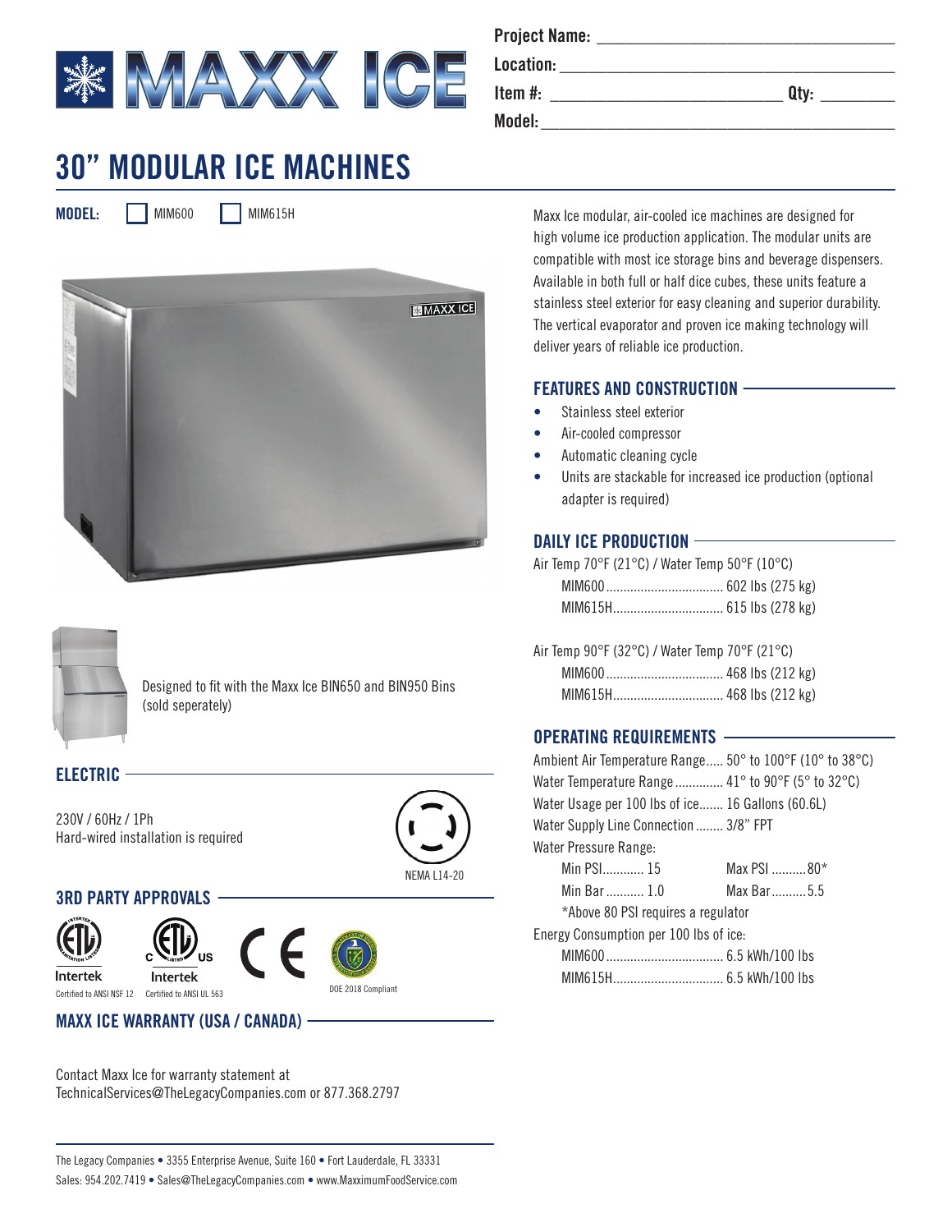MAXX ICE

Project Name: ____________________

Location: ____________________

Item #: ____________________ Qty: ________

Model: ____________________

# 30" MODULAR ICE MACHINES

**MODEL:** ☐ MIM600 ☐ MIM615H

Maxx Ice modular, air-cooled ice machines are designed for high volume ice production application. The modular units are compatible with most ice storage bins and beverage dispensers. Available in both full or half dice cubes, these units feature a stainless steel exterior for easy cleaning and superior durability. The vertical evaporator and proven ice making technology will deliver years of reliable ice production.

## FEATURES AND CONSTRUCTION

- Stainless steel exterior
- Air-cooled compressor
- Automatic cleaning cycle
- Units are stackable for increased ice production (optional adapter is required)

## DAILY ICE PRODUCTION

Air Temp 70°F (21°C) / Water Temp 50°F (10°C)

| Model | Production |
|---|---|
| MIM600 | 602 lbs (275 kg) |
| MIM615H | 615 lbs (278 kg) |

Air Temp 90°F (32°C) / Water Temp 70°F (21°C)

| Model | Production |
|---|---|
| MIM600 | 468 lbs (212 kg) |
| MIM615H | 468 lbs (212 kg) |

## OPERATING REQUIREMENTS

| Requirement | Value |
|---|---|
| Ambient Air Temperature Range | 50° to 100°F (10° to 38°C) |
| Water Temperature Range | 41° to 90°F (5° to 32°C) |
| Water Usage per 100 lbs of ice | 16 Gallons (60.6L) |
| Water Supply Line Connection | 3/8" FPT |

Water Pressure Range:

| Min | Max |
|---|---|
| Min PSI ........ 15 | Max PSI ........ 80* |
| Min Bar ........ 1.0 | Max Bar ........ 5.5 |

*Above 80 PSI requires a regulator

Energy Consumption per 100 lbs of ice:

| Model | Consumption |
|---|---|
| MIM600 | 6.5 kWh/100 lbs |
| MIM615H | 6.5 kWh/100 lbs |

Designed to fit with the Maxx Ice BIN650 and BIN950 Bins (sold seperately)

## ELECTRIC

230V / 60Hz / 1Ph
Hard-wired installation is required

NEMA L14-20

## 3RD PARTY APPROVALS

Intertek — Certified to ANSI NSF 12

Intertek — Certified to ANSI UL 563

CE

DOE 2018 Compliant

## MAXX ICE WARRANTY (USA / CANADA)

Contact Maxx Ice for warranty statement at
TechnicalServices@TheLegacyCompanies.com or 877.368.2797

The Legacy Companies • 3355 Enterprise Avenue, Suite 160 • Fort Lauderdale, FL 33331
Sales: 954.202.7419 • Sales@TheLegacyCompanies.com • www.MaxximumFoodService.com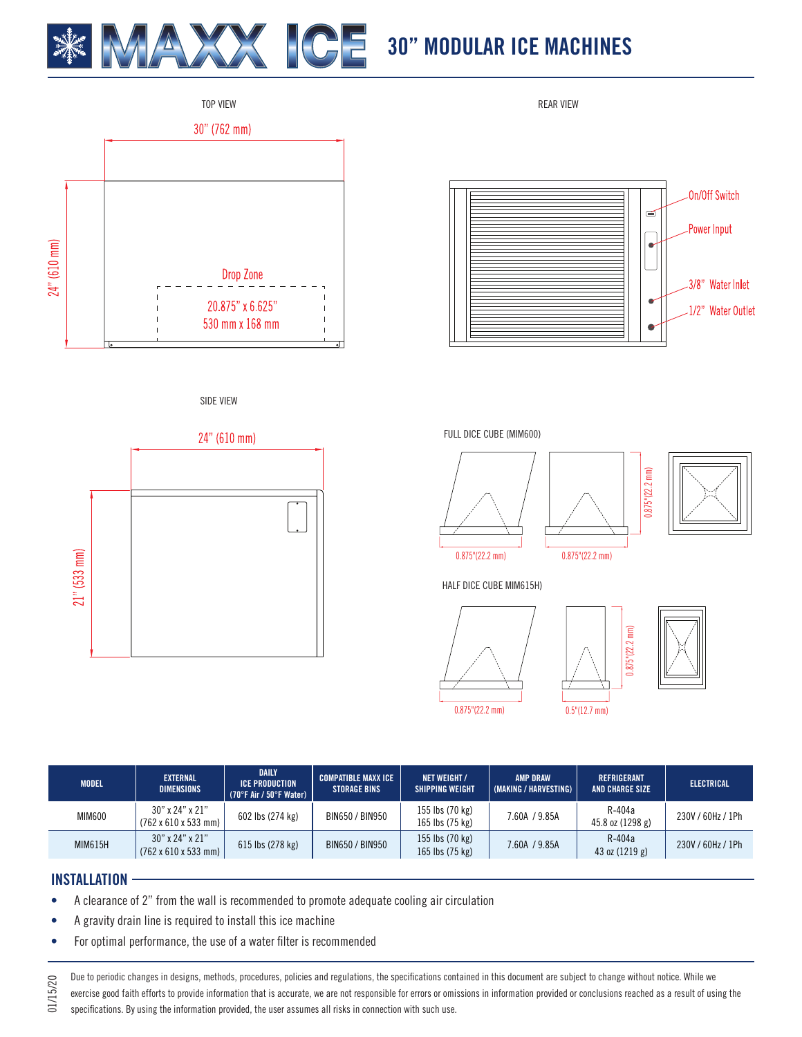# MAXX ICE 30" MODULAR ICE MACHINES

TOP VIEW

30" (762 mm)

24" (610 mm)

Drop Zone

20.875" x 6.625"
530 mm x 168 mm

REAR VIEW

On/Off Switch

Power Input

3/8" Water Inlet

1/2" Water Outlet

SIDE VIEW

24" (610 mm)

21" (533 mm)

FULL DICE CUBE (MIM600)

0.875"(22.2 mm)

0.875"(22.2 mm)

0.875"(22.2 mm)

HALF DICE CUBE MIM615H)

0.875"(22.2 mm)

0.5"(12.7 mm)

0.875"(22.2 mm)

| MODEL | EXTERNAL DIMENSIONS | DAILY ICE PRODUCTION (70°F Air / 50°F Water) | COMPATIBLE MAXX ICE STORAGE BINS | NET WEIGHT / SHIPPING WEIGHT | AMP DRAW (MAKING / HARVESTING) | REFRIGERANT AND CHARGE SIZE | ELECTRICAL |
|---|---|---|---|---|---|---|---|
| MIM600 | 30" x 24" x 21" (762 x 610 x 533 mm) | 602 lbs (274 kg) | BIN650 / BIN950 | 155 lbs (70 kg) 165 lbs (75 kg) | 7.60A / 9.85A | R-404a 45.8 oz (1298 g) | 230V / 60Hz / 1Ph |
| MIM615H | 30" x 24" x 21" (762 x 610 x 533 mm) | 615 lbs (278 kg) | BIN650 / BIN950 | 155 lbs (70 kg) 165 lbs (75 kg) | 7.60A / 9.85A | R-404a 43 oz (1219 g) | 230V / 60Hz / 1Ph |

## INSTALLATION

- A clearance of 2" from the wall is recommended to promote adequate cooling air circulation
- A gravity drain line is required to install this ice machine
- For optimal performance, the use of a water filter is recommended

01/15/20

Due to periodic changes in designs, methods, procedures, policies and regulations, the specifications contained in this document are subject to change without notice. While we exercise good faith efforts to provide information that is accurate, we are not responsible for errors or omissions in information provided or conclusions reached as a result of using the specifications. By using the information provided, the user assumes all risks in connection with such use.